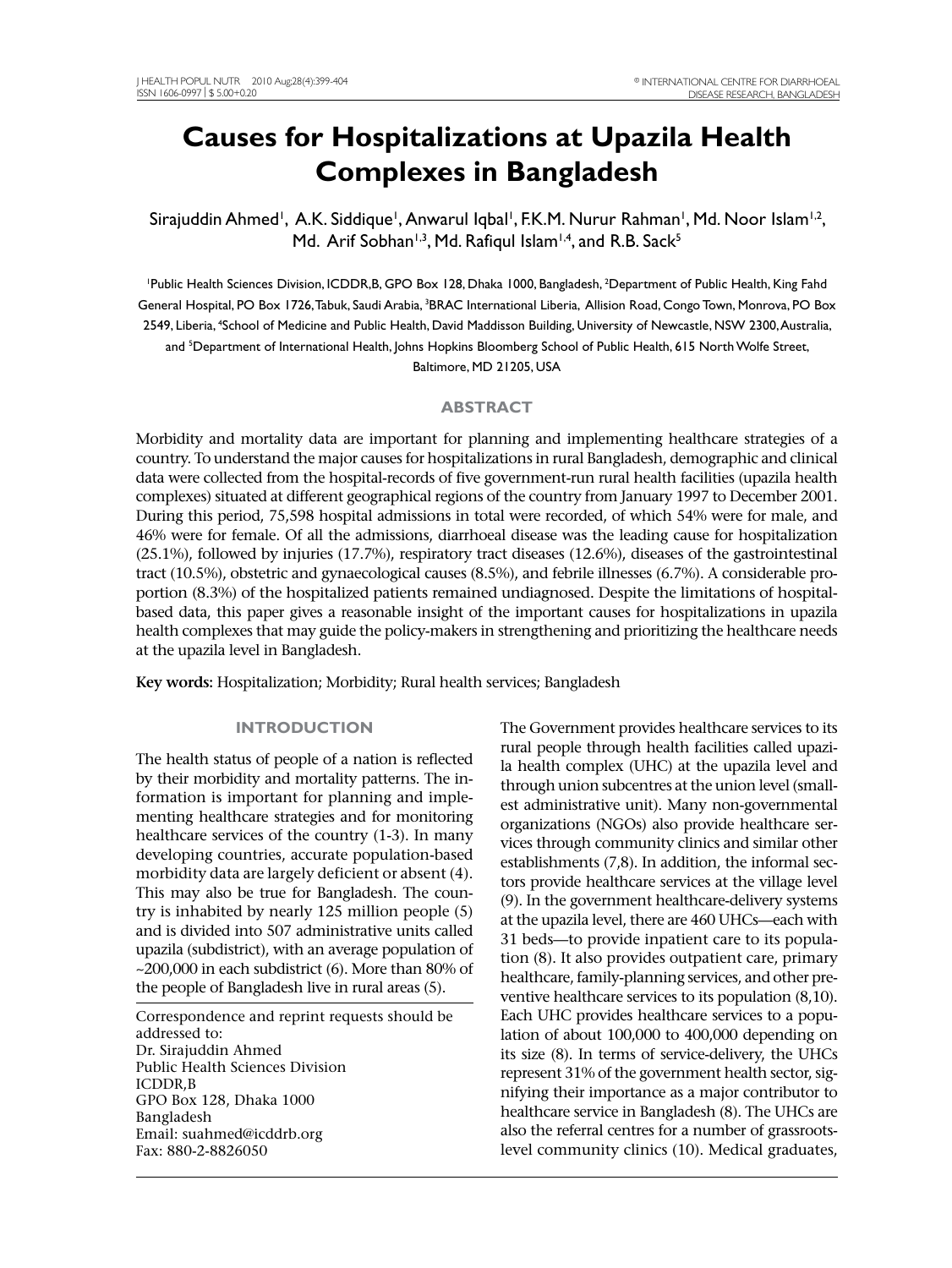# Causes for Hospitalizations at Upazila Health Complexes in Bangladesh

Sirajuddin Ahmed[1], A.K. Siddique[1], Anwarul Iqbal[1], F.K.M. Nurur Rahman[1], Md. Noor Islam[1,2], Md. Arif Sobhan[1,3], Md. Rafiqul Islam[1,4], and R.B. Sack[5]

[1]Public Health Sciences Division, ICDDR,B, GPO Box 128, Dhaka 1000, Bangladesh, [2]Department of Public Health, King Fahd General Hospital, PO Box 1726, Tabuk, Saudi Arabia, [3]BRAC International Liberia, Allision Road, Congo Town, Monrovia, PO Box 2549, Liberia, [4]School of Medicine and Public Health, David Maddisson Building, University of Newcastle, NSW 2300, Australia, and [5]Department of International Health, Johns Hopkins Bloomberg School of Public Health, 615 North Wolfe Street, Baltimore, MD 21205, USA

## ABSTRACT

Morbidity and mortality data are important for planning and implementing healthcare strategies of a country. To understand the major causes for hospitalizations in rural Bangladesh, demographic and clinical data were collected from the hospital-records of five government-run rural health facilities (upazila health complexes) situated at different geographical regions of the country from January 1997 to December 2001. During this period, 75,598 hospital admissions in total were recorded, of which 54% were for male, and 46% were for female. Of all the admissions, diarrhoeal disease was the leading cause for hospitalization (25.1%), followed by injuries (17.7%), respiratory tract diseases (12.6%), diseases of the gastrointestinal tract (10.5%), obstetric and gynaecological causes (8.5%), and febrile illnesses (6.7%). A considerable proportion (8.3%) of the hospitalized patients remained undiagnosed. Despite the limitations of hospital-based data, this paper gives a reasonable insight of the important causes for hospitalizations in upazila health complexes that may guide the policy-makers in strengthening and prioritizing the healthcare needs at the upazila level in Bangladesh.

**Key words:** Hospitalization; Morbidity; Rural health services; Bangladesh

## INTRODUCTION

The health status of people of a nation is reflected by their morbidity and mortality patterns. The information is important for planning and implementing healthcare strategies and for monitoring healthcare services of the country (1-3). In many developing countries, accurate population-based morbidity data are largely deficient or absent (4). This may also be true for Bangladesh. The country is inhabited by nearly 125 million people (5) and is divided into 507 administrative units called upazila (subdistrict), with an average population of ~200,000 in each subdistrict (6). More than 80% of the people of Bangladesh live in rural areas (5).

Correspondence and reprint requests should be addressed to:
Dr. Sirajuddin Ahmed
Public Health Sciences Division
ICDDR,B
GPO Box 128, Dhaka 1000
Bangladesh
Email: suahmed@icddrb.org
Fax: 880-2-8826050

The Government provides healthcare services to its rural people through health facilities called upazila health complex (UHC) at the upazila level and through union subcentres at the union level (smallest administrative unit). Many non-governmental organizations (NGOs) also provide healthcare services through community clinics and similar other establishments (7,8). In addition, the informal sectors provide healthcare services at the village level (9). In the government healthcare-delivery systems at the upazila level, there are 460 UHCs—each with 31 beds—to provide inpatient care to its population (8). It also provides outpatient care, primary healthcare, family-planning services, and other preventive healthcare services to its population (8,10). Each UHC provides healthcare services to a population of about 100,000 to 400,000 depending on its size (8). In terms of service-delivery, the UHCs represent 31% of the government health sector, signifying their importance as a major contributor to healthcare service in Bangladesh (8). The UHCs are also the referral centres for a number of grassroots-level community clinics (10). Medical graduates,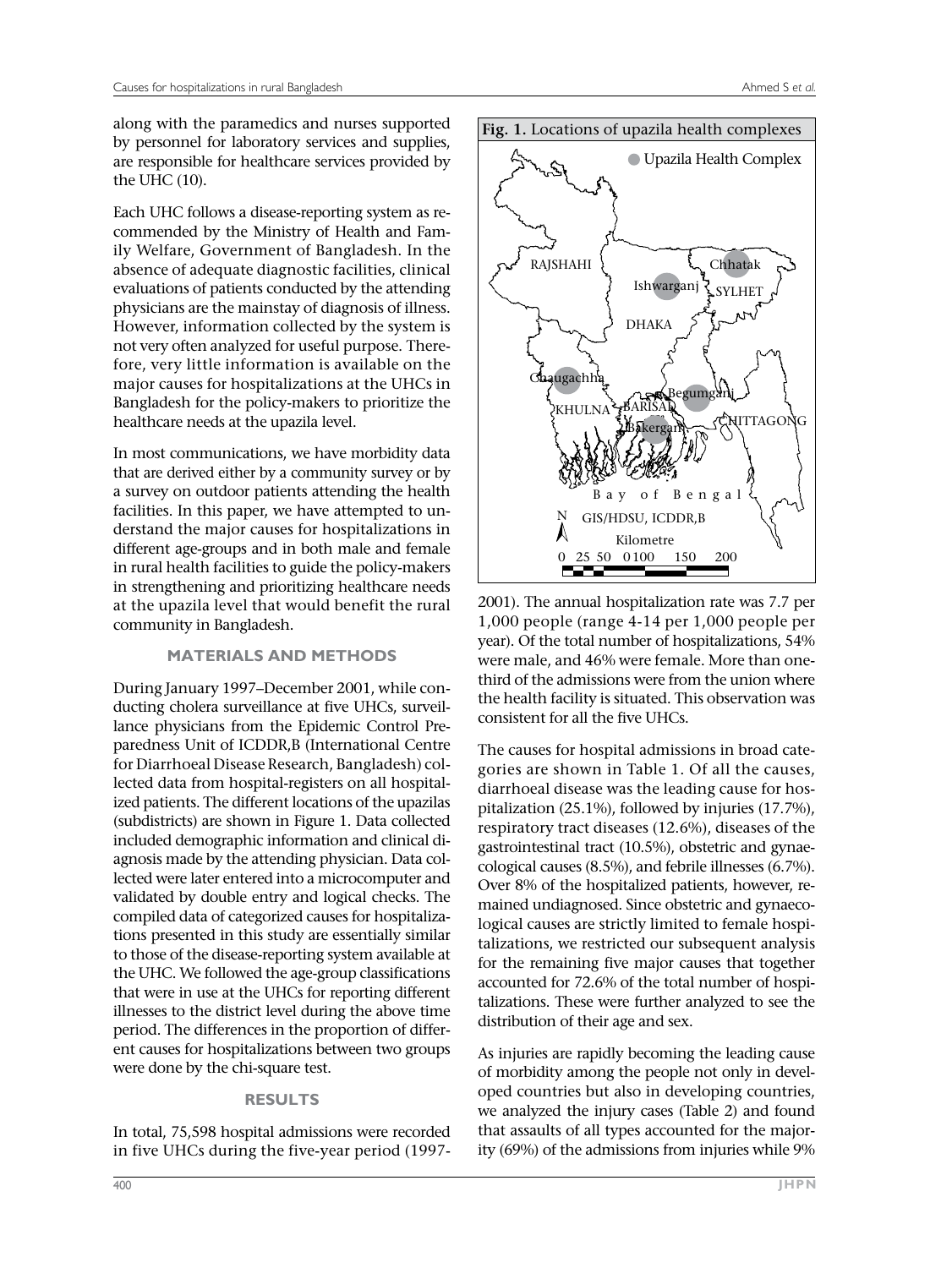along with the paramedics and nurses supported by personnel for laboratory services and supplies, are responsible for healthcare services provided by the UHC (10).

Each UHC follows a disease-reporting system as recommended by the Ministry of Health and Family Welfare, Government of Bangladesh. In the absence of adequate diagnostic facilities, clinical evaluations of patients conducted by the attending physicians are the mainstay of diagnosis of illness. However, information collected by the system is not very often analyzed for useful purpose. Therefore, very little information is available on the major causes for hospitalizations at the UHCs in Bangladesh for the policy-makers to prioritize the healthcare needs at the upazila level.

In most communications, we have morbidity data that are derived either by a community survey or by a survey on outdoor patients attending the health facilities. In this paper, we have attempted to understand the major causes for hospitalizations in different age-groups and in both male and female in rural health facilities to guide the policy-makers in strengthening and prioritizing healthcare needs at the upazila level that would benefit the rural community in Bangladesh.

## MATERIALS AND METHODS

During January 1997–December 2001, while conducting cholera surveillance at five UHCs, surveillance physicians from the Epidemic Control Preparedness Unit of ICDDR,B (International Centre for Diarrhoeal Disease Research, Bangladesh) collected data from hospital-registers on all hospitalized patients. The different locations of the upazilas (subdistricts) are shown in Figure 1. Data collected included demographic information and clinical diagnosis made by the attending physician. Data collected were later entered into a microcomputer and validated by double entry and logical checks. The compiled data of categorized causes for hospitalizations presented in this study are essentially similar to those of the disease-reporting system available at the UHC. We followed the age-group classifications that were in use at the UHCs for reporting different illnesses to the district level during the above time period. The differences in the proportion of different causes for hospitalizations between two groups were done by the chi-square test.

**Fig. 1.** Locations of upazila health complexes

## RESULTS

In total, 75,598 hospital admissions were recorded in five UHCs during the five-year period (1997-2001). The annual hospitalization rate was 7.7 per 1,000 people (range 4-14 per 1,000 people per year). Of the total number of hospitalizations, 54% were male, and 46% were female. More than one-third of the admissions were from the union where the health facility is situated. This observation was consistent for all the five UHCs.

The causes for hospital admissions in broad categories are shown in Table 1. Of all the causes, diarrhoeal disease was the leading cause for hospitalization (25.1%), followed by injuries (17.7%), respiratory tract diseases (12.6%), diseases of the gastrointestinal tract (10.5%), obstetric and gynaecological causes (8.5%), and febrile illnesses (6.7%). Over 8% of the hospitalized patients, however, remained undiagnosed. Since obstetric and gynaecological causes are strictly limited to female hospitalizations, we restricted our subsequent analysis for the remaining five major causes that together accounted for 72.6% of the total number of hospitalizations. These were further analyzed to see the distribution of their age and sex.

As injuries are rapidly becoming the leading cause of morbidity among the people not only in developed countries but also in developing countries, we analyzed the injury cases (Table 2) and found that assaults of all types accounted for the majority (69%) of the admissions from injuries while 9%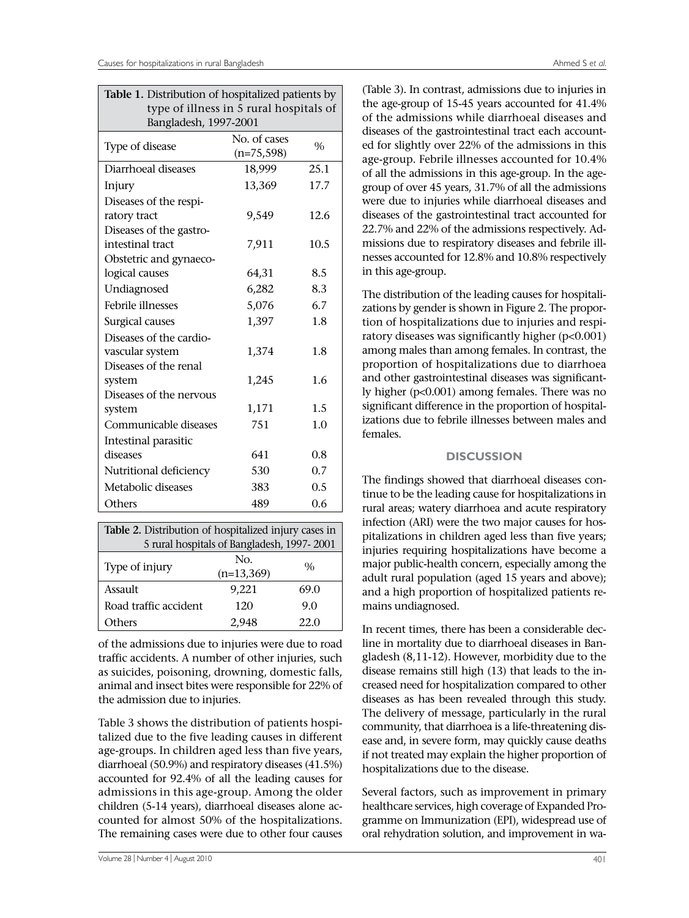**Table 1.** Distribution of hospitalized patients by type of illness in 5 rural hospitals of Bangladesh, 1997-2001

| Type of disease | No. of cases (n=75,598) | % |
|---|---|---|
| Diarrhoeal diseases | 18,999 | 25.1 |
| Injury | 13,369 | 17.7 |
| Diseases of the respiratory tract | 9,549 | 12.6 |
| Diseases of the gastrointestinal tract | 7,911 | 10.5 |
| Obstetric and gynaecological causes | 64,31 | 8.5 |
| Undiagnosed | 6,282 | 8.3 |
| Febrile illnesses | 5,076 | 6.7 |
| Surgical causes | 1,397 | 1.8 |
| Diseases of the cardiovascular system | 1,374 | 1.8 |
| Diseases of the renal system | 1,245 | 1.6 |
| Diseases of the nervous system | 1,171 | 1.5 |
| Communicable diseases | 751 | 1.0 |
| Intestinal parasitic diseases | 641 | 0.8 |
| Nutritional deficiency | 530 | 0.7 |
| Metabolic diseases | 383 | 0.5 |
| Others | 489 | 0.6 |

**Table 2.** Distribution of hospitalized injury cases in 5 rural hospitals of Bangladesh, 1997- 2001

| Type of injury | No. (n=13,369) | % |
|---|---|---|
| Assault | 9,221 | 69.0 |
| Road traffic accident | 120 | 9.0 |
| Others | 2,948 | 22.0 |

of the admissions due to injuries were due to road traffic accidents. A number of other injuries, such as suicides, poisoning, drowning, domestic falls, animal and insect bites were responsible for 22% of the admission due to injuries.

Table 3 shows the distribution of patients hospitalized due to the five leading causes in different age-groups. In children aged less than five years, diarrhoeal (50.9%) and respiratory diseases (41.5%) accounted for 92.4% of all the leading causes for admissions in this age-group. Among the older children (5-14 years), diarrhoeal diseases alone accounted for almost 50% of the hospitalizations. The remaining cases were due to other four causes (Table 3). In contrast, admissions due to injuries in the age-group of 15-45 years accounted for 41.4% of the admissions while diarrhoeal diseases and diseases of the gastrointestinal tract each accounted for slightly over 22% of the admissions in this age-group. Febrile illnesses accounted for 10.4% of all the admissions in this age-group. In the age-group of over 45 years, 31.7% of all the admissions were due to injuries while diarrhoeal diseases and diseases of the gastrointestinal tract accounted for 22.7% and 22% of the admissions respectively. Admissions due to respiratory diseases and febrile illnesses accounted for 12.8% and 10.8% respectively in this age-group.

The distribution of the leading causes for hospitalizations by gender is shown in Figure 2. The proportion of hospitalizations due to injuries and respiratory diseases was significantly higher ($p<0.001$) among males than among females. In contrast, the proportion of hospitalizations due to diarrhoea and other gastrointestinal diseases was significantly higher ($p<0.001$) among females. There was no significant difference in the proportion of hospitalizations due to febrile illnesses between males and females.

## DISCUSSION

The findings showed that diarrhoeal diseases continue to be the leading cause for hospitalizations in rural areas; watery diarrhoea and acute respiratory infection (ARI) were the two major causes for hospitalizations in children aged less than five years; injuries requiring hospitalizations have become a major public-health concern, especially among the adult rural population (aged 15 years and above); and a high proportion of hospitalized patients remains undiagnosed.

In recent times, there has been a considerable decline in mortality due to diarrhoeal diseases in Bangladesh (8,11-12). However, morbidity due to the disease remains still high (13) that leads to the increased need for hospitalization compared to other diseases as has been revealed through this study. The delivery of message, particularly in the rural community, that diarrhoea is a life-threatening disease and, in severe form, may quickly cause deaths if not treated may explain the higher proportion of hospitalizations due to the disease.

Several factors, such as improvement in primary healthcare services, high coverage of Expanded Programme on Immunization (EPI), widespread use of oral rehydration solution, and improvement in wa-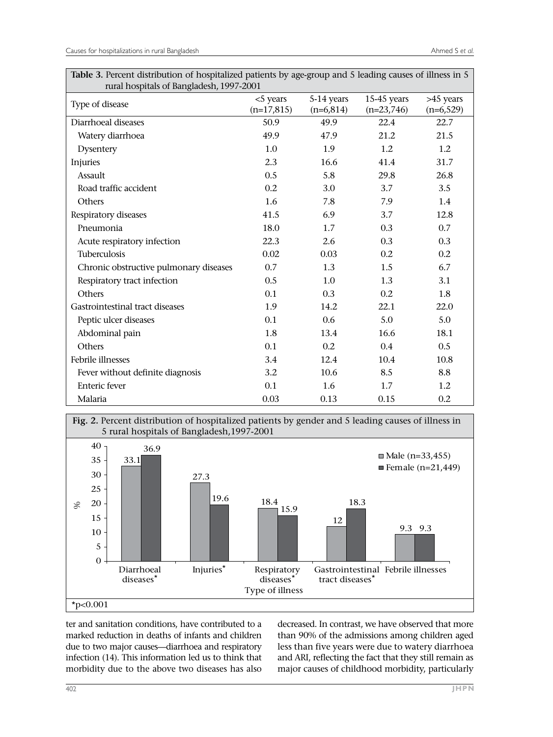**Table 3.** Percent distribution of hospitalized patients by age-group and 5 leading causes of illness in 5 rural hospitals of Bangladesh, 1997-2001

| Type of disease | <5 years (n=17,815) | 5-14 years (n=6,814) | 15-45 years (n=23,746) | >45 years (n=6,529) |
|---|---|---|---|---|
| Diarrhoeal diseases | 50.9 | 49.9 | 22.4 | 22.7 |
| Watery diarrhoea | 49.9 | 47.9 | 21.2 | 21.5 |
| Dysentery | 1.0 | 1.9 | 1.2 | 1.2 |
| Injuries | 2.3 | 16.6 | 41.4 | 31.7 |
| Assault | 0.5 | 5.8 | 29.8 | 26.8 |
| Road traffic accident | 0.2 | 3.0 | 3.7 | 3.5 |
| Others | 1.6 | 7.8 | 7.9 | 1.4 |
| Respiratory diseases | 41.5 | 6.9 | 3.7 | 12.8 |
| Pneumonia | 18.0 | 1.7 | 0.3 | 0.7 |
| Acute respiratory infection | 22.3 | 2.6 | 0.3 | 0.3 |
| Tuberculosis | 0.02 | 0.03 | 0.2 | 0.2 |
| Chronic obstructive pulmonary diseases | 0.7 | 1.3 | 1.5 | 6.7 |
| Respiratory tract infection | 0.5 | 1.0 | 1.3 | 3.1 |
| Others | 0.1 | 0.3 | 0.2 | 1.8 |
| Gastrointestinal tract diseases | 1.9 | 14.2 | 22.1 | 22.0 |
| Peptic ulcer diseases | 0.1 | 0.6 | 5.0 | 5.0 |
| Abdominal pain | 1.8 | 13.4 | 16.6 | 18.1 |
| Others | 0.1 | 0.2 | 0.4 | 0.5 |
| Febrile illnesses | 3.4 | 12.4 | 10.4 | 10.8 |
| Fever without definite diagnosis | 3.2 | 10.6 | 8.5 | 8.8 |
| Enteric fever | 0.1 | 1.6 | 1.7 | 1.2 |
| Malaria | 0.03 | 0.13 | 0.15 | 0.2 |

**Fig. 2.** Percent distribution of hospitalized patients by gender and 5 leading causes of illness in 5 rural hospitals of Bangladesh, 1997-2001

| Type of illness | Male (n=33,455) | Female (n=21,449) |
|---|---|---|
| Diarrhoeal diseases* | 33.1 | 36.9 |
| Injuries* | 27.3 | 19.6 |
| Respiratory diseases* | 18.4 | 15.9 |
| Gastrointestinal tract diseases* | 12 | 18.3 |
| Febrile illnesses | 9.3 | 9.3 |

*p<0.001

ter and sanitation conditions, have contributed to a marked reduction in deaths of infants and children due to two major causes—diarrhoea and respiratory infection (14). This information led us to think that morbidity due to the above two diseases has also decreased. In contrast, we have observed that more than 90% of the admissions among children aged less than five years were due to watery diarrhoea and ARI, reflecting the fact that they still remain as major causes of childhood morbidity, particularly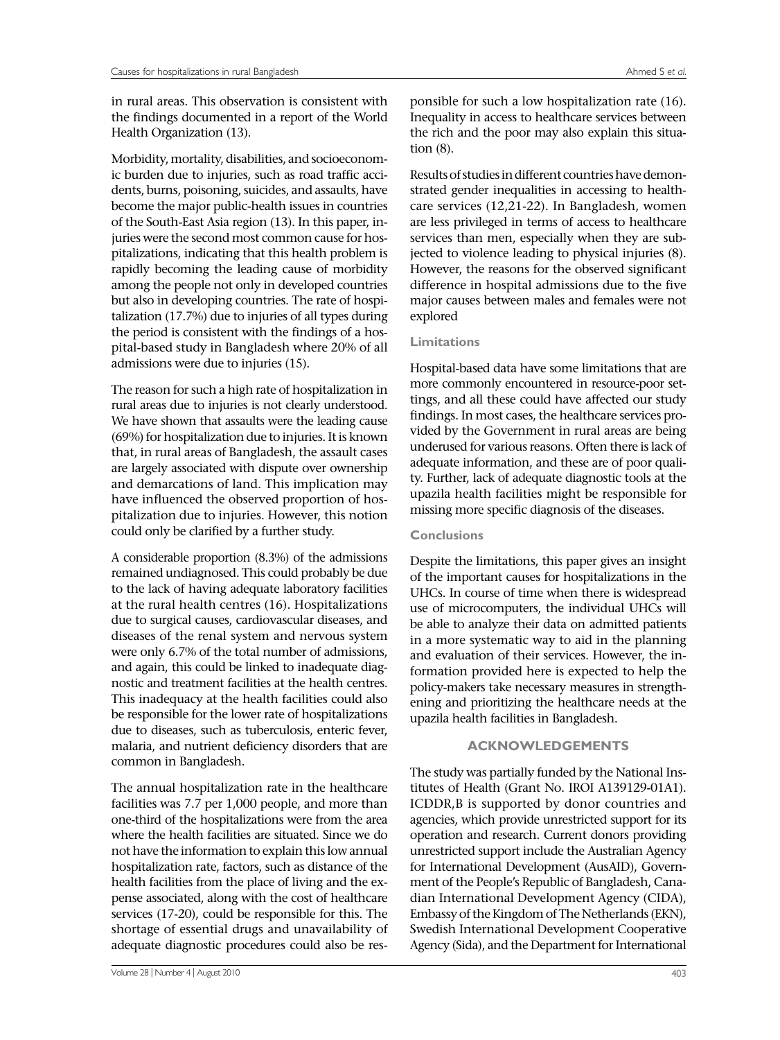in rural areas. This observation is consistent with the findings documented in a report of the World Health Organization (13).

Morbidity, mortality, disabilities, and socioeconomic burden due to injuries, such as road traffic accidents, burns, poisoning, suicides, and assaults, have become the major public-health issues in countries of the South-East Asia region (13). In this paper, injuries were the second most common cause for hospitalizations, indicating that this health problem is rapidly becoming the leading cause of morbidity among the people not only in developed countries but also in developing countries. The rate of hospitalization (17.7%) due to injuries of all types during the period is consistent with the findings of a hospital-based study in Bangladesh where 20% of all admissions were due to injuries (15).

The reason for such a high rate of hospitalization in rural areas due to injuries is not clearly understood. We have shown that assaults were the leading cause (69%) for hospitalization due to injuries. It is known that, in rural areas of Bangladesh, the assault cases are largely associated with dispute over ownership and demarcations of land. This implication may have influenced the observed proportion of hospitalization due to injuries. However, this notion could only be clarified by a further study.

A considerable proportion (8.3%) of the admissions remained undiagnosed. This could probably be due to the lack of having adequate laboratory facilities at the rural health centres (16). Hospitalizations due to surgical causes, cardiovascular diseases, and diseases of the renal system and nervous system were only 6.7% of the total number of admissions, and again, this could be linked to inadequate diagnostic and treatment facilities at the health centres. This inadequacy at the health facilities could also be responsible for the lower rate of hospitalizations due to diseases, such as tuberculosis, enteric fever, malaria, and nutrient deficiency disorders that are common in Bangladesh.

The annual hospitalization rate in the healthcare facilities was 7.7 per 1,000 people, and more than one-third of the hospitalizations were from the area where the health facilities are situated. Since we do not have the information to explain this low annual hospitalization rate, factors, such as distance of the health facilities from the place of living and the expense associated, along with the cost of healthcare services (17-20), could be responsible for this. The shortage of essential drugs and unavailability of adequate diagnostic procedures could also be responsible for such a low hospitalization rate (16). Inequality in access to healthcare services between the rich and the poor may also explain this situation (8).

Results of studies in different countries have demonstrated gender inequalities in accessing to healthcare services (12,21-22). In Bangladesh, women are less privileged in terms of access to healthcare services than men, especially when they are subjected to violence leading to physical injuries (8). However, the reasons for the observed significant difference in hospital admissions due to the five major causes between males and females were not explored

### Limitations

Hospital-based data have some limitations that are more commonly encountered in resource-poor settings, and all these could have affected our study findings. In most cases, the healthcare services provided by the Government in rural areas are being underused for various reasons. Often there is lack of adequate information, and these are of poor quality. Further, lack of adequate diagnostic tools at the upazila health facilities might be responsible for missing more specific diagnosis of the diseases.

### Conclusions

Despite the limitations, this paper gives an insight of the important causes for hospitalizations in the UHCs. In course of time when there is widespread use of microcomputers, the individual UHCs will be able to analyze their data on admitted patients in a more systematic way to aid in the planning and evaluation of their services. However, the information provided here is expected to help the policy-makers take necessary measures in strengthening and prioritizing the healthcare needs at the upazila health facilities in Bangladesh.

## ACKNOWLEDGEMENTS

The study was partially funded by the National Institutes of Health (Grant No. IROI A139129-01A1). ICDDR,B is supported by donor countries and agencies, which provide unrestricted support for its operation and research. Current donors providing unrestricted support include the Australian Agency for International Development (AusAID), Government of the People's Republic of Bangladesh, Canadian International Development Agency (CIDA), Embassy of the Kingdom of The Netherlands (EKN), Swedish International Development Cooperative Agency (Sida), and the Department for International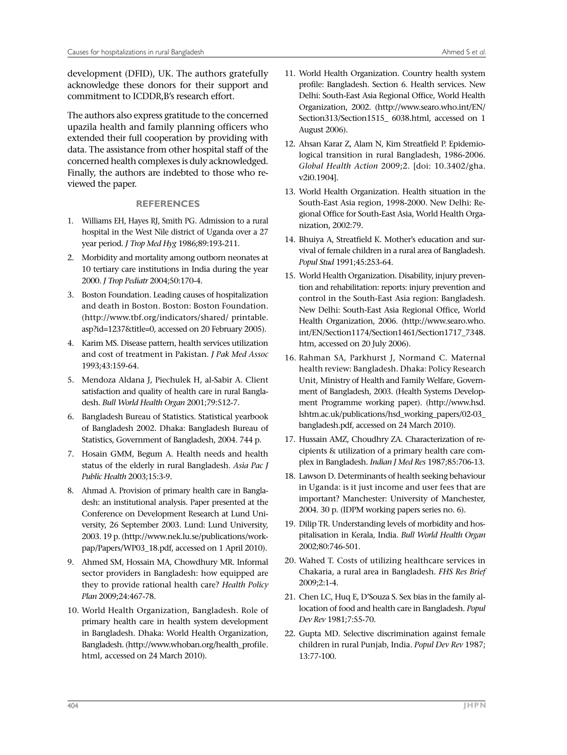development (DFID), UK. The authors gratefully acknowledge these donors for their support and commitment to ICDDR,B's research effort.

The authors also express gratitude to the concerned upazila health and family planning officers who extended their full cooperation by providing with data. The assistance from other hospital staff of the concerned health complexes is duly acknowledged. Finally, the authors are indebted to those who reviewed the paper.

## REFERENCES

1. Williams EH, Hayes RJ, Smith PG. Admission to a rural hospital in the West Nile district of Uganda over a 27 year period. *J Trop Med Hyg* 1986;89:193-211.
2. Morbidity and mortality among outborn neonates at 10 tertiary care institutions in India during the year 2000. *J Trop Pediatr* 2004;50:170-4.
3. Boston Foundation. Leading causes of hospitalization and death in Boston. Boston: Boston Foundation. (http://www.tbf.org/indicators/shared/ printable.asp?id=1237&title=0, accessed on 20 February 2005).
4. Karim MS. Disease pattern, health services utilization and cost of treatment in Pakistan. *J Pak Med Assoc* 1993;43:159-64.
5. Mendoza Aldana J, Piechulek H, al-Sabir A. Client satisfaction and quality of health care in rural Bangladesh. *Bull World Health Organ* 2001;79:512-7.
6. Bangladesh Bureau of Statistics. Statistical yearbook of Bangladesh 2002. Dhaka: Bangladesh Bureau of Statistics, Government of Bangladesh, 2004. 744 p.
7. Hosain GMM, Begum A. Health needs and health status of the elderly in rural Bangladesh. *Asia Pac J Public Health* 2003;15:3-9.
8. Ahmad A. Provision of primary health care in Bangladesh: an institutional analysis. Paper presented at the Conference on Development Research at Lund University, 26 September 2003. Lund: Lund University, 2003. 19 p. (http://www.nek.lu.se/publications/workpap/Papers/WP03_18.pdf, accessed on 1 April 2010).
9. Ahmed SM, Hossain MA, Chowdhury MR. Informal sector providers in Bangladesh: how equipped are they to provide rational health care? *Health Policy Plan* 2009;24:467-78.
10. World Health Organization, Bangladesh. Role of primary health care in health system development in Bangladesh. Dhaka: World Health Organization, Bangladesh. (http://www.whoban.org/health_profile.html, accessed on 24 March 2010).
11. World Health Organization. Country health system profile: Bangladesh. Section 6. Health services. New Delhi: South-East Asia Regional Office, World Health Organization, 2002. (http://www.searo.who.int/EN/Section313/Section1515_ 6038.html, accessed on 1 August 2006).
12. Ahsan Karar Z, Alam N, Kim Streatfield P. Epidemiological transition in rural Bangladesh, 1986-2006. *Global Health Action* 2009;2. [doi: 10.3402/gha.v2i0.1904].
13. World Health Organization. Health situation in the South-East Asia region, 1998-2000. New Delhi: Regional Office for South-East Asia, World Health Organization, 2002:79.
14. Bhuiya A, Streatfield K. Mother's education and survival of female children in a rural area of Bangladesh. *Popul Stud* 1991;45:253-64.
15. World Health Organization. Disability, injury prevention and rehabilitation: reports: injury prevention and control in the South-East Asia region: Bangladesh. New Delhi: South-East Asia Regional Office, World Health Organization, 2006. (http://www.searo.who.int/EN/Section1174/Section1461/Section1717_7348.htm, accessed on 20 July 2006).
16. Rahman SA, Parkhurst J, Normand C. Maternal health review: Bangladesh. Dhaka: Policy Research Unit, Ministry of Health and Family Welfare, Government of Bangladesh, 2003. (Health Systems Development Programme working paper). (http://www.hsd.lshtm.ac.uk/publications/hsd_working_papers/02-03_bangladesh.pdf, accessed on 24 March 2010).
17. Hussain AMZ, Choudhry ZA. Characterization of recipients & utilization of a primary health care complex in Bangladesh. *Indian J Med Res* 1987;85:706-13.
18. Lawson D. Determinants of health seeking behaviour in Uganda: is it just income and user fees that are important? Manchester: University of Manchester, 2004. 30 p. (IDPM working papers series no. 6).
19. Dilip TR. Understanding levels of morbidity and hospitalisation in Kerala, India. *Bull World Health Organ* 2002;80:746-501.
20. Wahed T. Costs of utilizing healthcare services in Chakaria, a rural area in Bangladesh. *FHS Res Brief* 2009;2:1-4.
21. Chen LC, Huq E, D'Souza S. Sex bias in the family allocation of food and health care in Bangladesh. *Popul Dev Rev* 1981;7:55-70.
22. Gupta MD. Selective discrimination against female children in rural Punjab, India. *Popul Dev Rev* 1987; 13:77-100.